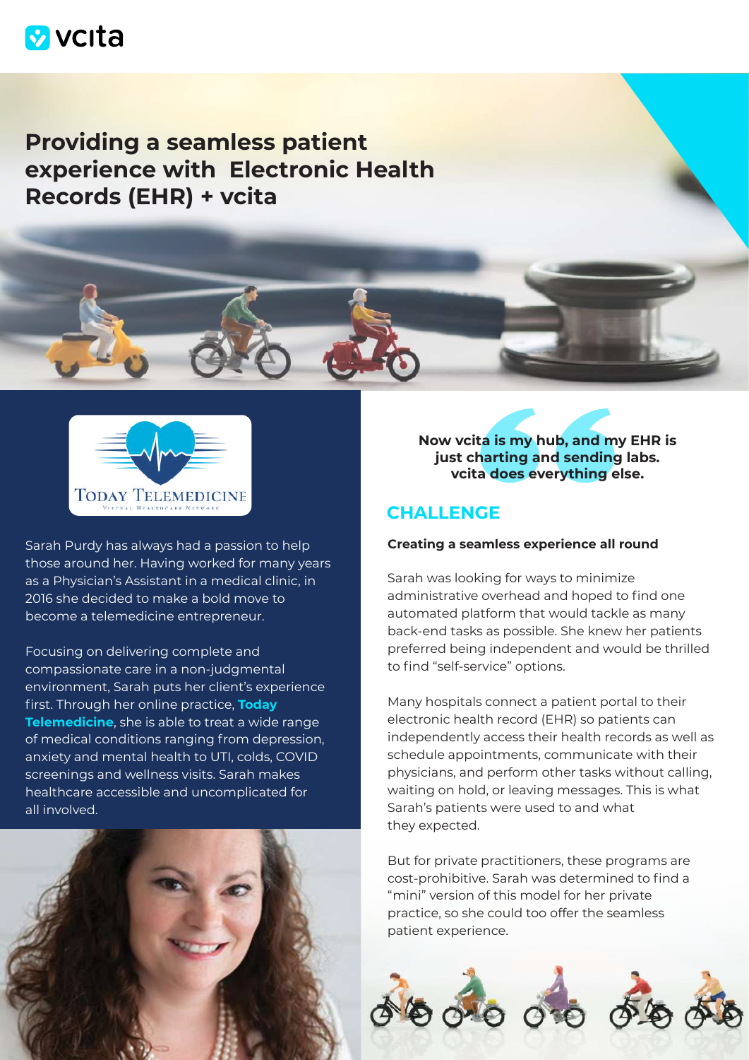vcita

# Providing a seamless patient experience with Electronic Health Records (EHR) + vcita

TODAY TELEMEDICINE
VIRTUAL HEALTHCARE NETWORK

Sarah Purdy has always had a passion to help those around her. Having worked for many years as a Physician's Assistant in a medical clinic, in 2016 she decided to make a bold move to become a telemedicine entrepreneur.

Focusing on delivering complete and compassionate care in a non-judgmental environment, Sarah puts her client's experience first. Through her online practice, **Today Telemedicine**, she is able to treat a wide range of medical conditions ranging from depression, anxiety and mental health to UTI, colds, COVID screenings and wellness visits. Sarah makes healthcare accessible and uncomplicated for all involved.

**Now vcita is my hub, and my EHR is just charting and sending labs. vcita does everything else.**

## CHALLENGE

**Creating a seamless experience all round**

Sarah was looking for ways to minimize administrative overhead and hoped to find one automated platform that would tackle as many back-end tasks as possible. She knew her patients preferred being independent and would be thrilled to find "self-service" options.

Many hospitals connect a patient portal to their electronic health record (EHR) so patients can independently access their health records as well as schedule appointments, communicate with their physicians, and perform other tasks without calling, waiting on hold, or leaving messages. This is what Sarah's patients were used to and what they expected.

But for private practitioners, these programs are cost-prohibitive. Sarah was determined to find a "mini" version of this model for her private practice, so she could too offer the seamless patient experience.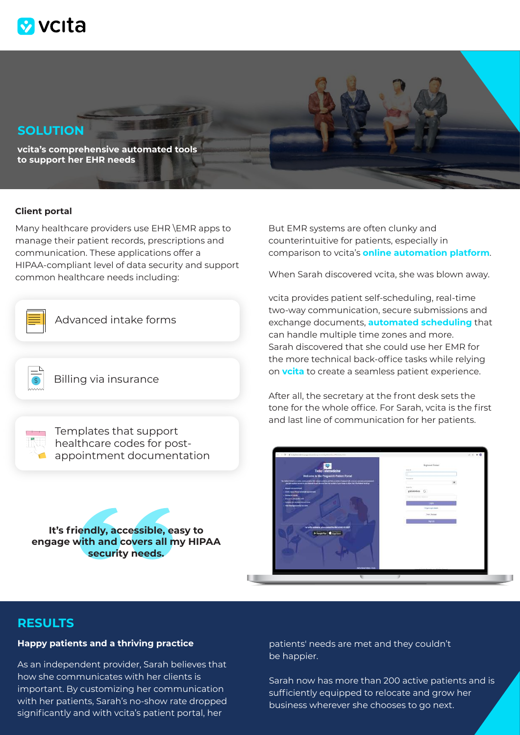vcita

## SOLUTION

**vcita's comprehensive automated tools to support her EHR needs**

### Client portal

Many healthcare providers use EHR \EMR apps to manage their patient records, prescriptions and communication. These applications offer a HIPAA-compliant level of data security and support common healthcare needs including:

- Advanced intake forms
- Billing via insurance
- Templates that support healthcare codes for post-appointment documentation

> **It's friendly, accessible, easy to engage with and covers all my HIPAA security needs.**

But EMR systems are often clunky and counterintuitive for patients, especially in comparison to vcita's **online automation platform**.

When Sarah discovered vcita, she was blown away.

vcita provides patient self-scheduling, real-time two-way communication, secure submissions and exchange documents, **automated scheduling** that can handle multiple time zones and more. Sarah discovered that she could use her EMR for the more technical back-office tasks while relying on **vcita** to create a seamless patient experience.

After all, the secretary at the front desk sets the tone for the whole office. For Sarah, vcita is the first and last line of communication for her patients.

## RESULTS

**Happy patients and a thriving practice**

As an independent provider, Sarah believes that how she communicates with her clients is important. By customizing her communication with her patients, Sarah's no-show rate dropped significantly and with vcita's patient portal, her patients' needs are met and they couldn't be happier.

Sarah now has more than 200 active patients and is sufficiently equipped to relocate and grow her business wherever she chooses to go next.